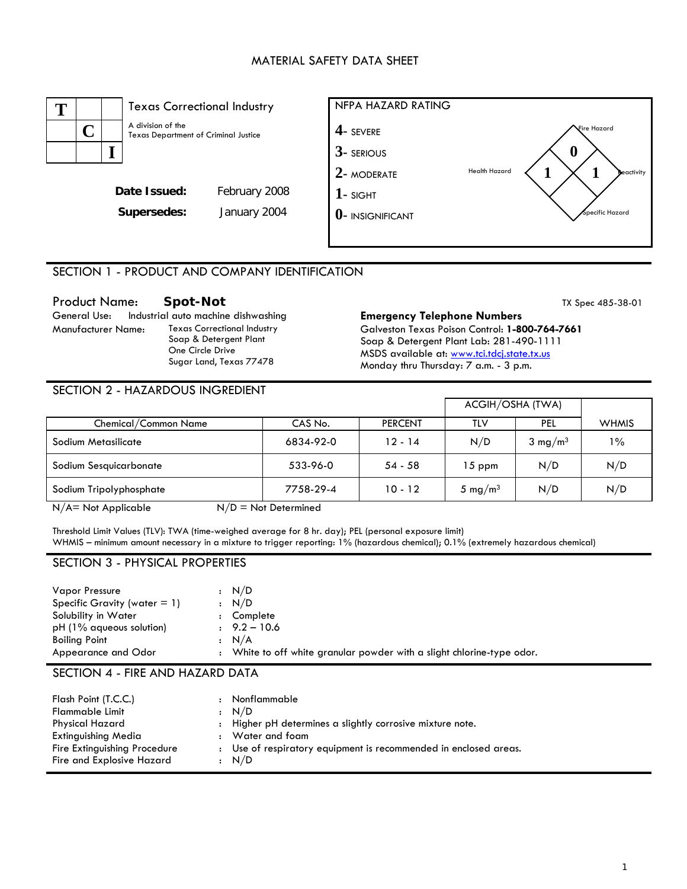# MATERIAL SAFETY DATA SHEET

**TCI**

Texas Correctional Industry

A division of the Texas Department of Criminal Justice

**Date Issued:** February 2008

**Supersedes:** January 2004

**NFPA HAZARD RATING**

4- SEVERE
3- SERIOUS
2- MODERATE
1- SIGHT
0- INSIGNIFICANT

Fire Hazard: 0
Health Hazard: 1
Reactivity: 1
Specific Hazard:

## SECTION 1 - PRODUCT AND COMPANY IDENTIFICATION

Product Name: **Spot-Not**

TX Spec 485-38-01

General Use: Industrial auto machine dishwashing

Manufacturer Name: Texas Correctional Industry
Soap & Detergent Plant
One Circle Drive
Sugar Land, Texas 77478

**Emergency Telephone Numbers**
Galveston Texas Poison Control: **1-800-764-7661**
Soap & Detergent Plant Lab: 281-490-1111
MSDS available at: www.tci.tdcj.state.tx.us
Monday thru Thursday: 7 a.m. - 3 p.m.

## SECTION 2 - HAZARDOUS INGREDIENT

| | | | ACGIH/OSHA (TWA) | | |
|---|---|---|---|---|---|
| Chemical/Common Name | CAS No. | PERCENT | TLV | PEL | WHMIS |
| Sodium Metasilicate | 6834-92-0 | 12 - 14 | N/D | 3 $mg/m^3$ | 1% |
| Sodium Sesquicarbonate | 533-96-0 | 54 - 58 | 15 ppm | N/D | N/D |
| Sodium Tripolyphosphate | 7758-29-4 | 10 - 12 | 5 $mg/m^3$ | N/D | N/D |

N/A= Not Applicable N/D = Not Determined

Threshold Limit Values (TLV): TWA (time-weighed average for 8 hr. day); PEL (personal exposure limit)
WHMIS – minimum amount necessary in a mixture to trigger reporting: 1% (hazardous chemical); 0.1% (extremely hazardous chemical)

## SECTION 3 - PHYSICAL PROPERTIES

Vapor Pressure : N/D
Specific Gravity (water = 1) : N/D
Solubility in Water : Complete
pH (1% aqueous solution) : 9.2 – 10.6
Boiling Point : N/A
Appearance and Odor : White to off white granular powder with a slight chlorine-type odor.

## SECTION 4 - FIRE AND HAZARD DATA

Flash Point (T.C.C.) : Nonflammable
Flammable Limit : N/D
Physical Hazard : Higher pH determines a slightly corrosive mixture note.
Extinguishing Media : Water and foam
Fire Extinguishing Procedure : Use of respiratory equipment is recommended in enclosed areas.
Fire and Explosive Hazard : N/D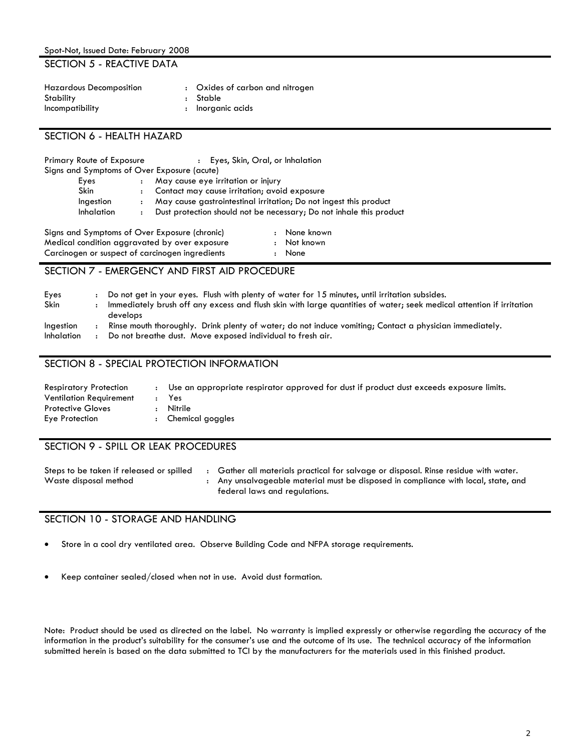## SECTION 5 - REACTIVE DATA

| | | |
|---|---|---|
| Hazardous Decomposition | : | Oxides of carbon and nitrogen |
| Stability | : | Stable |
| Incompatibility | : | Inorganic acids |

## SECTION 6 - HEALTH HAZARD

Primary Route of Exposure : Eyes, Skin, Oral, or Inhalation

Signs and Symptoms of Over Exposure (acute)

| | | |
|---|---|---|
| Eyes | : | May cause eye irritation or injury |
| Skin | : | Contact may cause irritation; avoid exposure |
| Ingestion | : | May cause gastrointestinal irritation; Do not ingest this product |
| Inhalation | : | Dust protection should not be necessary; Do not inhale this product |

| | | |
|---|---|---|
| Signs and Symptoms of Over Exposure (chronic) | : | None known |
| Medical condition aggravated by over exposure | : | Not known |
| Carcinogen or suspect of carcinogen ingredients | : | None |

## SECTION 7 - EMERGENCY AND FIRST AID PROCEDURE

| | | |
|---|---|---|
| Eyes | : | Do not get in your eyes. Flush with plenty of water for 15 minutes, until irritation subsides. |
| Skin | : | Immediately brush off any excess and flush skin with large quantities of water; seek medical attention if irritation develops |
| Ingestion | : | Rinse mouth thoroughly. Drink plenty of water; do not induce vomiting; Contact a physician immediately. |
| Inhalation | : | Do not breathe dust. Move exposed individual to fresh air. |

## SECTION 8 - SPECIAL PROTECTION INFORMATION

| | | |
|---|---|---|
| Respiratory Protection | : | Use an appropriate respirator approved for dust if product dust exceeds exposure limits. |
| Ventilation Requirement | : | Yes |
| Protective Gloves | : | Nitrile |
| Eye Protection | : | Chemical goggles |

## SECTION 9 - SPILL OR LEAK PROCEDURES

| | | |
|---|---|---|
| Steps to be taken if released or spilled | : | Gather all materials practical for salvage or disposal. Rinse residue with water. |
| Waste disposal method | : | Any unsalvageable material must be disposed in compliance with local, state, and federal laws and regulations. |

## SECTION 10 - STORAGE AND HANDLING

- Store in a cool dry ventilated area. Observe Building Code and NFPA storage requirements.
- Keep container sealed/closed when not in use. Avoid dust formation.

Note: Product should be used as directed on the label. No warranty is implied expressly or otherwise regarding the accuracy of the information in the product's suitability for the consumer's use and the outcome of its use. The technical accuracy of the information submitted herein is based on the data submitted to TCI by the manufacturers for the materials used in this finished product.